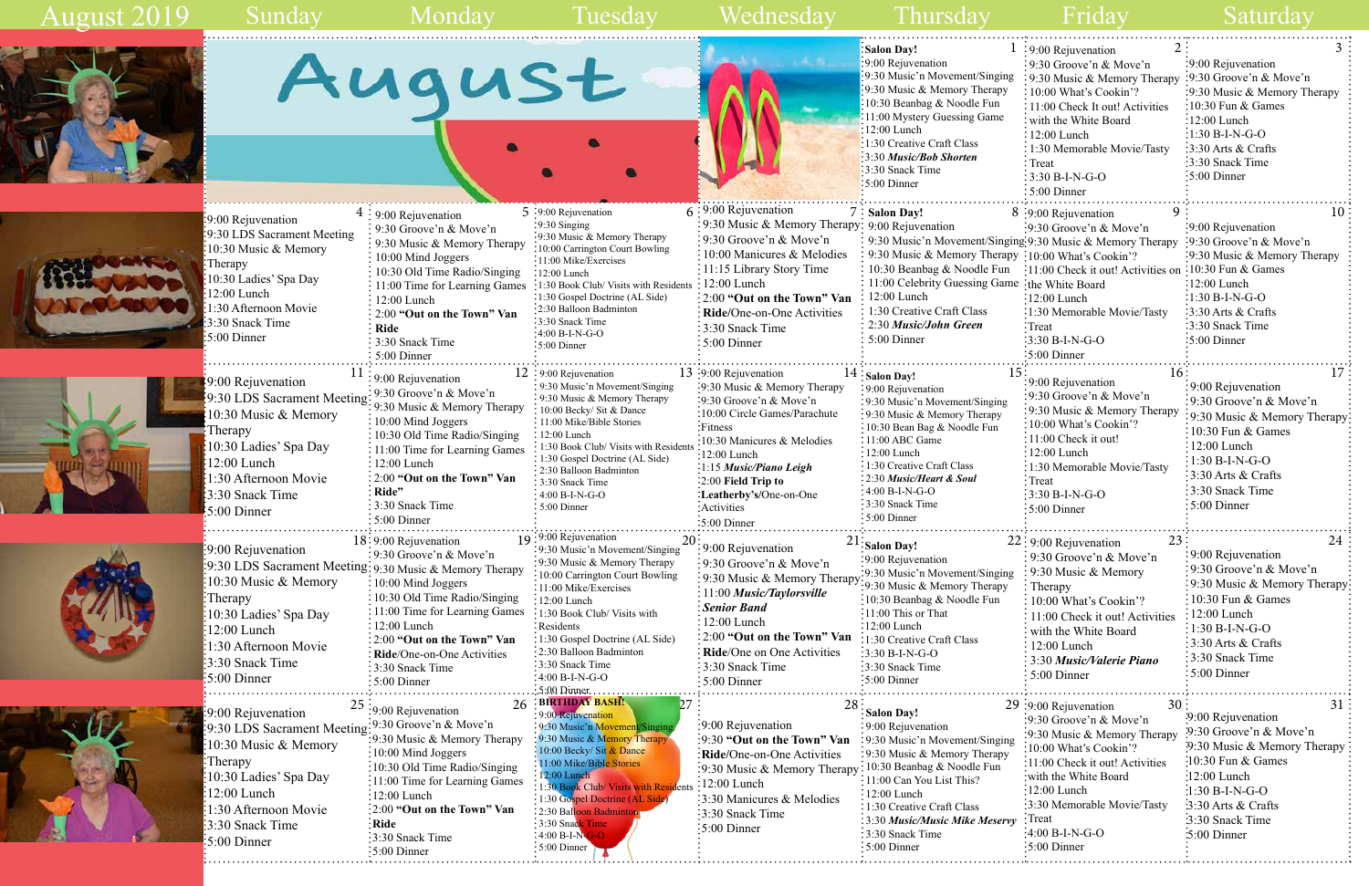# August 2019

| Sunday | Monday | Tuesday | Wednesday | Thursday | Friday | Saturday |
|---|---|---|---|---|---|---|
| | | | | **1** **Salon Day!** 9:00 Rejuvenation 9:30 Music'n Movement/Singing 9:30 Music & Memory Therapy 10:30 Beanbag & Noodle Fun 11:00 Mystery Guessing Game 12:00 Lunch 1:30 Creative Craft Class 3:30 ***Music/Bob Shorten*** 3:30 Snack Time 5:00 Dinner | **2** 9:00 Rejuvenation 9:30 Groove'n & Move'n 9:30 Music & Memory Therapy 10:00 What's Cookin'? 11:00 Check It out! Activities with the White Board 12:00 Lunch 1:30 Memorable Movie/Tasty Treat 3:30 B-I-N-G-O 5:00 Dinner | **3** 9:00 Rejuvenation 9:30 Groove'n & Move'n 9:30 Music & Memory Therapy 10:30 Fun & Games 12:00 Lunch 1:30 B-I-N-G-O 3:30 Arts & Crafts 3:30 Snack Time 5:00 Dinner |
| **4** 9:00 Rejuvenation 9:30 LDS Sacrament Meeting 10:30 Music & Memory Therapy 10:30 Ladies' Spa Day 12:00 Lunch 1:30 Afternoon Movie 3:30 Snack Time 5:00 Dinner | **5** 9:00 Rejuvenation 9:30 Groove'n & Move'n 9:30 Music & Memory Therapy 10:00 Mind Joggers 10:30 Old Time Radio/Singing 11:00 Time for Learning Games 12:00 Lunch 2:00 **"Out on the Town" Van Ride** 3:30 Snack Time 5:00 Dinner | **6** 9:00 Rejuvenation 9:30 Singing 9:30 Music & Memory Therapy 10:00 Carrington Court Bowling 11:00 Mike/Exercises 12:00 Lunch 1:30 Book Club/ Visits with Residents 1:30 Gospel Doctrine (AL Side) 2:30 Balloon Badminton 3:30 Snack Time 4:00 B-I-N-G-O 5:00 Dinner | **7** 9:00 Rejuvenation 9:30 Music & Memory Therapy 9:30 Groove'n & Move'n 10:00 Manicures & Melodies 11:15 Library Story Time 12:00 Lunch 2:00 **"Out on the Town" Van Ride**/One-on-One Activities 3:30 Snack Time 5:00 Dinner | **8** **Salon Day!** 9:00 Rejuvenation 9:30 Music'n Movement/Singing 9:30 Music & Memory Therapy 10:30 Beanbag & Noodle Fun 11:00 Celebrity Guessing Game 12:00 Lunch 1:30 Creative Craft Class 2:30 ***Music/John Green*** 5:00 Dinner | **9** 9:00 Rejuvenation 9:30 Groove'n & Move'n 9:30 Music & Memory Therapy 10:00 What's Cookin'? 11:00 Check it out! Activities on the White Board 12:00 Lunch 1:30 Memorable Movie/Tasty Treat 3:30 B-I-N-G-O 5:00 Dinner | **10** 9:00 Rejuvenation 9:30 Groove'n & Move'n 9:30 Music & Memory Therapy 10:30 Fun & Games 12:00 Lunch 1:30 B-I-N-G-O 3:30 Arts & Crafts 3:30 Snack Time 5:00 Dinner |
| **11** 9:00 Rejuvenation 9:30 LDS Sacrament Meeting 10:30 Music & Memory Therapy 10:30 Ladies' Spa Day 12:00 Lunch 1:30 Afternoon Movie 3:30 Snack Time 5:00 Dinner | **12** 9:00 Rejuvenation 9:30 Groove'n & Move'n 9:30 Music & Memory Therapy 10:00 Mind Joggers 10:30 Old Time Radio/Singing 11:00 Time for Learning Games 12:00 Lunch 2:00 **"Out on the Town" Van Ride"** 3:30 Snack Time 5:00 Dinner | **13** 9:00 Rejuvenation 9:30 Music'n Movement/Singing 9:30 Music & Memory Therapy 10:00 Becky/ Sit & Dance 11:00 Mike/Bible Stories 12:00 Lunch 1:30 Book Club/ Visits with Residents 1:30 Gospel Doctrine (AL Side) 2:30 Balloon Badminton 3:30 Snack Time 4:00 B-I-N-G-O 5:00 Dinner | **14** 9:00 Rejuvenation 9:30 Music & Memory Therapy 9:30 Groove'n & Move'n 10:00 Circle Games/Parachute Fitness 10:30 Manicures & Melodies 12:00 Lunch 1:15 ***Music/Piano Leigh*** 2:00 **Field Trip to Leatherby's**/One-on-One Activities 5:00 Dinner | **15** **Salon Day!** 9:00 Rejuvenation 9:30 Music'n Movement/Singing 9:30 Music & Memory Therapy 10:30 Bean Bag & Noodle Fun 11:00 ABC Game 12:00 Lunch 1:30 Creative Craft Class 2:30 ***Music/Heart & Soul*** 4:00 B-I-N-G-O 3:30 Snack Time 5:00 Dinner | **16** 9:00 Rejuvenation 9:30 Groove'n & Move'n 9:30 Music & Memory Therapy 10:00 What's Cookin'? 11:00 Check it out! 12:00 Lunch 1:30 Memorable Movie/Tasty Treat 3:30 B-I-N-G-O 5:00 Dinner | **17** 9:00 Rejuvenation 9:30 Groove'n & Move'n 9:30 Music & Memory Therapy 10:30 Fun & Games 12:00 Lunch 1:30 B-I-N-G-O 3:30 Arts & Crafts 3:30 Snack Time 5:00 Dinner |
| **18** 9:00 Rejuvenation 9:30 LDS Sacrament Meeting 10:30 Music & Memory Therapy 10:30 Ladies' Spa Day 12:00 Lunch 1:30 Afternoon Movie 3:30 Snack Time 5:00 Dinner | **19** 9:00 Rejuvenation 9:30 Groove'n & Move'n 9:30 Music & Memory Therapy 10:00 Mind Joggers 10:30 Old Time Radio/Singing 11:00 Time for Learning Games 12:00 Lunch 2:00 **"Out on the Town" Van Ride**/One-on-One Activities 3:30 Snack Time 5:00 Dinner | **20** 9:00 Rejuvenation 9:30 Music'n Movement/Singing 9:30 Music & Memory Therapy 10:00 Carrington Court Bowling 11:00 Mike/Exercises 12:00 Lunch 1:30 Book Club/ Visits with Residents 1:30 Gospel Doctrine (AL Side) 2:30 Balloon Badminton 3:30 Snack Time 4:00 B-I-N-G-O 5:00 Dinner | **21** 9:00 Rejuvenation 9:30 Groove'n & Move'n 9:30 Music & Memory Therapy 11:00 ***Music/Taylorsville Senior Band*** 12:00 Lunch 2:00 **"Out on the Town" Van Ride**/One on One Activities 3:30 Snack Time 5:00 Dinner | **22** **Salon Day!** 9:00 Rejuvenation 9:30 Music'n Movement/Singing 9:30 Music & Memory Therapy 10:30 Beanbag & Noodle Fun 11:00 This or That 12:00 Lunch 1:30 Creative Craft Class 3:30 B-I-N-G-O 3:30 Snack Time 5:00 Dinner | **23** 9:00 Rejuvenation 9:30 Groove'n & Move'n 9:30 Music & Memory Therapy 10:00 What's Cookin'? 11:00 Check it out! Activities with the White Board 12:00 Lunch 3:30 ***Music/Valerie Piano*** 5:00 Dinner | **24** 9:00 Rejuvenation 9:30 Groove'n & Move'n 9:30 Music & Memory Therapy 10:30 Fun & Games 12:00 Lunch 1:30 B-I-N-G-O 3:30 Arts & Crafts 3:30 Snack Time 5:00 Dinner |
| **25** 9:00 Rejuvenation 9:30 LDS Sacrament Meeting 10:30 Music & Memory Therapy 10:30 Ladies' Spa Day 12:00 Lunch 1:30 Afternoon Movie 3:30 Snack Time 5:00 Dinner | **26** 9:00 Rejuvenation 9:30 Groove'n & Move'n 9:30 Music & Memory Therapy 10:00 Mind Joggers 10:30 Old Time Radio/Singing 11:00 Time for Learning Games 12:00 Lunch 2:00 **"Out on the Town" Van Ride** 3:30 Snack Time 5:00 Dinner | **27** **BIRTHDAY BASH!** 9:00 Rejuvenation 9:30 Music'n Movement/Singing 9:30 Music & Memory Therapy 10:00 Becky/ Sit & Dance 11:00 Mike/Bible Stories 12:00 Lunch 1:30 Book Club/ Visits with Residents 1:30 Gospel Doctrine (AL Side) 2:30 Balloon Badminton 3:30 Snack Time 4:00 B-I-N-G-O 5:00 Dinner | **28** 9:00 Rejuvenation 9:30 **"Out on the Town" Van Ride**/One-on-One Activities 9:30 Music & Memory Therapy 12:00 Lunch 3:30 Manicures & Melodies 3:30 Snack Time 5:00 Dinner | **29** **Salon Day!** 9:00 Rejuvenation 9:30 Music'n Movement/Singing 9:30 Music & Memory Therapy 10:30 Beanbag & Noodle Fun 11:00 Can You List This? 12:00 Lunch 1:30 Creative Craft Class 3:30 ***Music/Music Mike Meservy*** 3:30 Snack Time 5:00 Dinner | **30** 9:00 Rejuvenation 9:30 Groove'n & Move'n 9:30 Music & Memory Therapy 10:00 What's Cookin'? 11:00 Check it out! Activities with the White Board 12:00 Lunch 3:30 Memorable Movie/Tasty Treat 4:00 B-I-N-G-O 5:00 Dinner | **31** 9:00 Rejuvenation 9:30 Groove'n & Move'n 9:30 Music & Memory Therapy 10:30 Fun & Games 12:00 Lunch 1:30 B-I-N-G-O 3:30 Arts & Crafts 3:30 Snack Time 5:00 Dinner |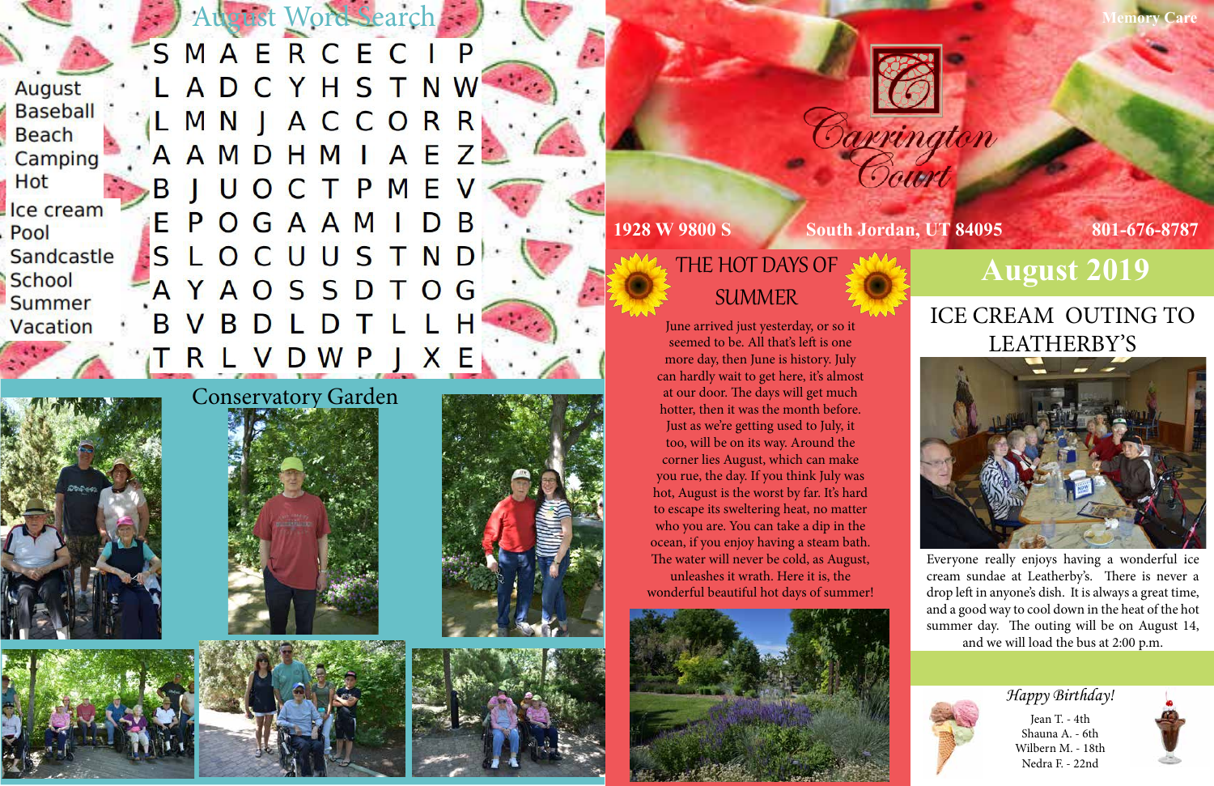## August Word Search

| | | | | | | | | | |
|---|---|---|---|---|---|---|---|---|---|
| S | M | A | E | R | C | E | C | I | P |
| L | A | D | C | Y | H | S | T | N | W |
| L | M | N | J | A | C | C | O | R | R |
| A | A | M | D | H | M | I | A | E | Z |
| B | J | U | O | C | T | P | M | E | V |
| E | P | O | G | A | A | M | I | D | B |
| S | L | O | C | U | U | S | T | N | D |
| A | Y | A | O | S | S | D | T | O | G |
| B | V | B | D | L | D | T | L | L | H |
| T | R | L | V | D | W | P | J | X | E |

August
Baseball
Beach
Camping
Hot
Ice cream
Pool
Sandcastle
School
Summer
Vacation

## Conservatory Garden

Memory Care

Carrington Court

1928 W 9800 S South Jordan, UT 84095 801-676-8787

## THE HOT DAYS OF SUMMER

June arrived just yesterday, or so it seemed to be. All that's left is one more day, then June is history. July can hardly wait to get here, it's almost at our door. The days will get much hotter, then it was the month before. Just as we're getting used to July, it too, will be on its way. Around the corner lies August, which can make you rue, the day. If you think July was hot, August is the worst by far. It's hard to escape its sweltering heat, no matter who you are. You can take a dip in the ocean, if you enjoy having a steam bath. The water will never be cold, as August, unleashes it wrath. Here it is, the wonderful beautiful hot days of summer!

# August 2019

## ICE CREAM OUTING TO LEATHERBY'S

Everyone really enjoys having a wonderful ice cream sundae at Leatherby's. There is never a drop left in anyone's dish. It is always a great time, and a good way to cool down in the heat of the hot summer day. The outing will be on August 14, and we will load the bus at 2:00 p.m.

### *Happy Birthday!*

Jean T. - 4th
Shauna A. - 6th
Wilbern M. - 18th
Nedra F. - 22nd